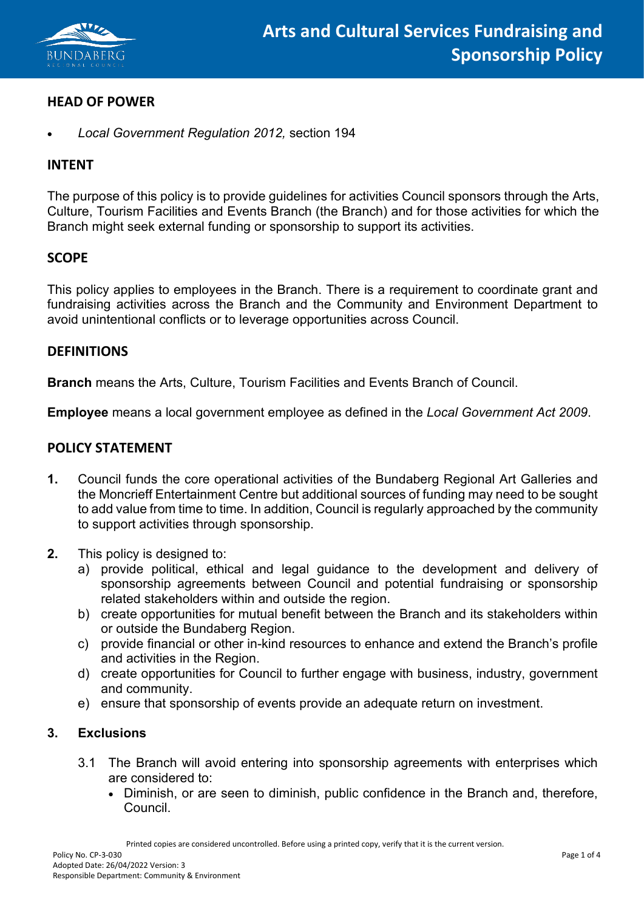# Arts and Cultural Services Fundraising and Sponsorship Policy

## HEAD OF POWER

- *Local Government Regulation 2012,* section 194

## INTENT

The purpose of this policy is to provide guidelines for activities Council sponsors through the Arts, Culture, Tourism Facilities and Events Branch (the Branch) and for those activities for which the Branch might seek external funding or sponsorship to support its activities.

## SCOPE

This policy applies to employees in the Branch. There is a requirement to coordinate grant and fundraising activities across the Branch and the Community and Environment Department to avoid unintentional conflicts or to leverage opportunities across Council.

## DEFINITIONS

**Branch** means the Arts, Culture, Tourism Facilities and Events Branch of Council.

**Employee** means a local government employee as defined in the *Local Government Act 2009*.

## POLICY STATEMENT

**1.** Council funds the core operational activities of the Bundaberg Regional Art Galleries and the Moncrieff Entertainment Centre but additional sources of funding may need to be sought to add value from time to time. In addition, Council is regularly approached by the community to support activities through sponsorship.

**2.** This policy is designed to:

   a) provide political, ethical and legal guidance to the development and delivery of sponsorship agreements between Council and potential fundraising or sponsorship related stakeholders within and outside the region.

   b) create opportunities for mutual benefit between the Branch and its stakeholders within or outside the Bundaberg Region.

   c) provide financial or other in-kind resources to enhance and extend the Branch's profile and activities in the Region.

   d) create opportunities for Council to further engage with business, industry, government and community.

   e) ensure that sponsorship of events provide an adequate return on investment.

### 3. Exclusions

3.1 The Branch will avoid entering into sponsorship agreements with enterprises which are considered to:

- Diminish, or are seen to diminish, public confidence in the Branch and, therefore, Council.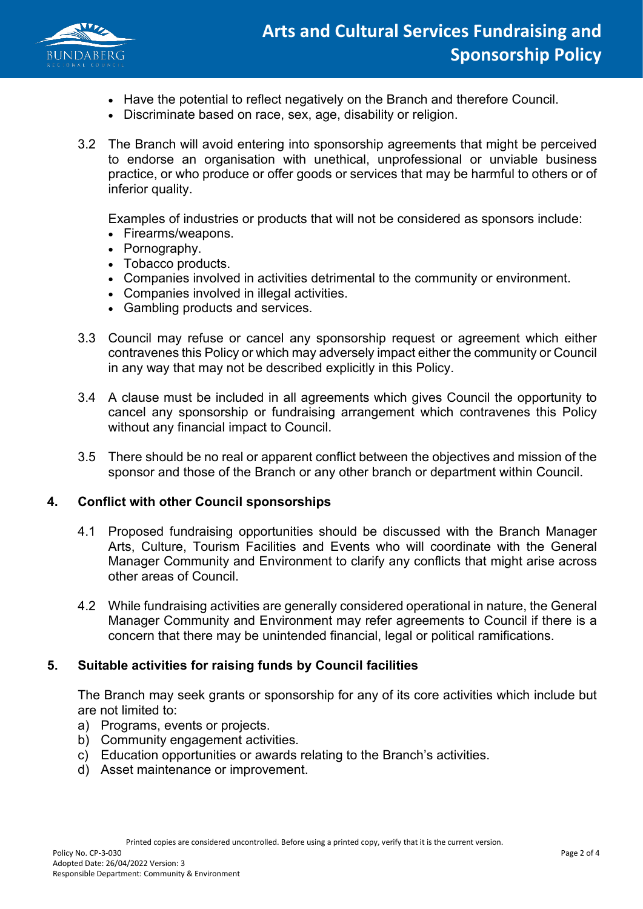- Have the potential to reflect negatively on the Branch and therefore Council.
- Discriminate based on race, sex, age, disability or religion.

3.2 The Branch will avoid entering into sponsorship agreements that might be perceived to endorse an organisation with unethical, unprofessional or unviable business practice, or who produce or offer goods or services that may be harmful to others or of inferior quality.

Examples of industries or products that will not be considered as sponsors include:

- Firearms/weapons.
- Pornography.
- Tobacco products.
- Companies involved in activities detrimental to the community or environment.
- Companies involved in illegal activities.
- Gambling products and services.

3.3 Council may refuse or cancel any sponsorship request or agreement which either contravenes this Policy or which may adversely impact either the community or Council in any way that may not be described explicitly in this Policy.

3.4 A clause must be included in all agreements which gives Council the opportunity to cancel any sponsorship or fundraising arrangement which contravenes this Policy without any financial impact to Council.

3.5 There should be no real or apparent conflict between the objectives and mission of the sponsor and those of the Branch or any other branch or department within Council.

## 4. Conflict with other Council sponsorships

4.1 Proposed fundraising opportunities should be discussed with the Branch Manager Arts, Culture, Tourism Facilities and Events who will coordinate with the General Manager Community and Environment to clarify any conflicts that might arise across other areas of Council.

4.2 While fundraising activities are generally considered operational in nature, the General Manager Community and Environment may refer agreements to Council if there is a concern that there may be unintended financial, legal or political ramifications.

## 5. Suitable activities for raising funds by Council facilities

The Branch may seek grants or sponsorship for any of its core activities which include but are not limited to:

a) Programs, events or projects.
b) Community engagement activities.
c) Education opportunities or awards relating to the Branch's activities.
d) Asset maintenance or improvement.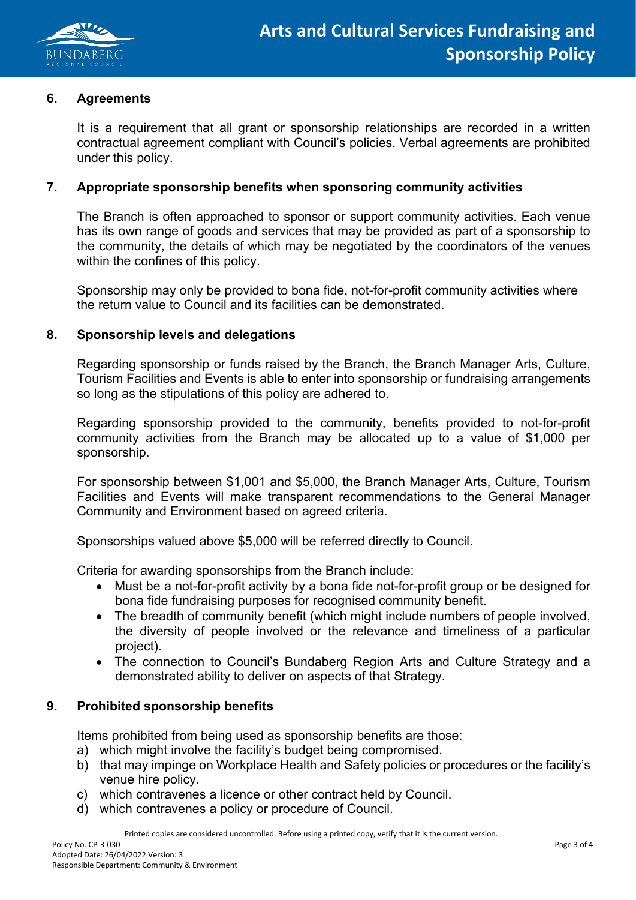## 6. Agreements

It is a requirement that all grant or sponsorship relationships are recorded in a written contractual agreement compliant with Council's policies. Verbal agreements are prohibited under this policy.

## 7. Appropriate sponsorship benefits when sponsoring community activities

The Branch is often approached to sponsor or support community activities. Each venue has its own range of goods and services that may be provided as part of a sponsorship to the community, the details of which may be negotiated by the coordinators of the venues within the confines of this policy.

Sponsorship may only be provided to bona fide, not-for-profit community activities where the return value to Council and its facilities can be demonstrated.

## 8. Sponsorship levels and delegations

Regarding sponsorship or funds raised by the Branch, the Branch Manager Arts, Culture, Tourism Facilities and Events is able to enter into sponsorship or fundraising arrangements so long as the stipulations of this policy are adhered to.

Regarding sponsorship provided to the community, benefits provided to not-for-profit community activities from the Branch may be allocated up to a value of $1,000 per sponsorship.

For sponsorship between $1,001 and $5,000, the Branch Manager Arts, Culture, Tourism Facilities and Events will make transparent recommendations to the General Manager Community and Environment based on agreed criteria.

Sponsorships valued above $5,000 will be referred directly to Council.

Criteria for awarding sponsorships from the Branch include:

- Must be a not-for-profit activity by a bona fide not-for-profit group or be designed for bona fide fundraising purposes for recognised community benefit.
- The breadth of community benefit (which might include numbers of people involved, the diversity of people involved or the relevance and timeliness of a particular project).
- The connection to Council's Bundaberg Region Arts and Culture Strategy and a demonstrated ability to deliver on aspects of that Strategy.

## 9. Prohibited sponsorship benefits

Items prohibited from being used as sponsorship benefits are those:

a) which might involve the facility's budget being compromised.
b) that may impinge on Workplace Health and Safety policies or procedures or the facility's venue hire policy.
c) which contravenes a licence or other contract held by Council.
d) which contravenes a policy or procedure of Council.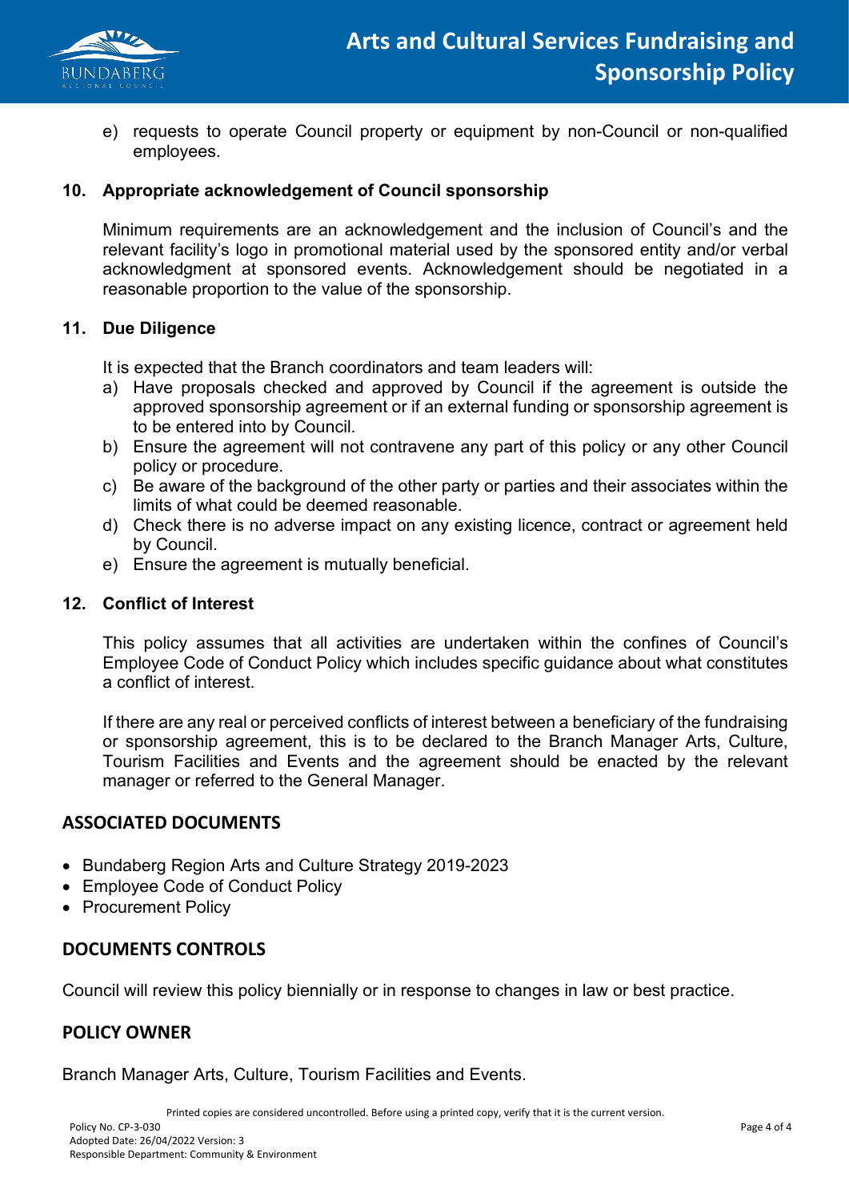e) requests to operate Council property or equipment by non-Council or non-qualified employees.

### 10. Appropriate acknowledgement of Council sponsorship

Minimum requirements are an acknowledgement and the inclusion of Council's and the relevant facility's logo in promotional material used by the sponsored entity and/or verbal acknowledgment at sponsored events. Acknowledgement should be negotiated in a reasonable proportion to the value of the sponsorship.

### 11. Due Diligence

It is expected that the Branch coordinators and team leaders will:

a) Have proposals checked and approved by Council if the agreement is outside the approved sponsorship agreement or if an external funding or sponsorship agreement is to be entered into by Council.
b) Ensure the agreement will not contravene any part of this policy or any other Council policy or procedure.
c) Be aware of the background of the other party or parties and their associates within the limits of what could be deemed reasonable.
d) Check there is no adverse impact on any existing licence, contract or agreement held by Council.
e) Ensure the agreement is mutually beneficial.

### 12. Conflict of Interest

This policy assumes that all activities are undertaken within the confines of Council's Employee Code of Conduct Policy which includes specific guidance about what constitutes a conflict of interest.

If there are any real or perceived conflicts of interest between a beneficiary of the fundraising or sponsorship agreement, this is to be declared to the Branch Manager Arts, Culture, Tourism Facilities and Events and the agreement should be enacted by the relevant manager or referred to the General Manager.

## ASSOCIATED DOCUMENTS

- Bundaberg Region Arts and Culture Strategy 2019-2023
- Employee Code of Conduct Policy
- Procurement Policy

## DOCUMENTS CONTROLS

Council will review this policy biennially or in response to changes in law or best practice.

## POLICY OWNER

Branch Manager Arts, Culture, Tourism Facilities and Events.

Printed copies are considered uncontrolled. Before using a printed copy, verify that it is the current version.

Policy No. CP-3-030
Adopted Date: 26/04/2022 Version: 3
Responsible Department: Community & Environment